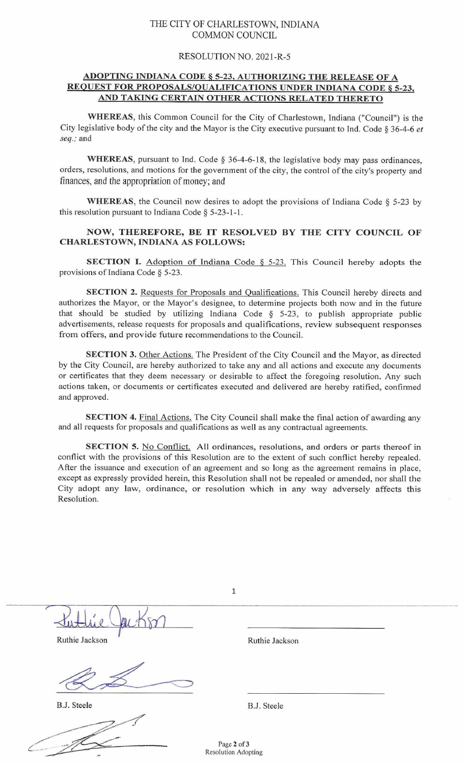THE CITY OF CHARLESTOWN, INDIANA
COMMON COUNCIL

RESOLUTION NO. 2021-R-5

**ADOPTING INDIANA CODE § 5-23, AUTHORIZING THE RELEASE OF A REQUEST FOR PROPOSALS/QUALIFICATIONS UNDER INDIANA CODE § 5-23, AND TAKING CERTAIN OTHER ACTIONS RELATED THERETO**

**WHEREAS**, this Common Council for the City of Charlestown, Indiana ("Council") is the City legislative body of the city and the Mayor is the City executive pursuant to Ind. Code § 36-4-6 *et seq.*; and

**WHEREAS**, pursuant to Ind. Code § 36-4-6-18, the legislative body may pass ordinances, orders, resolutions, and motions for the government of the city, the control of the city's property and finances, and the appropriation of money; and

**WHEREAS**, the Council now desires to adopt the provisions of Indiana Code § 5-23 by this resolution pursuant to Indiana Code § 5-23-1-1.

**NOW, THEREFORE, BE IT RESOLVED BY THE CITY COUNCIL OF CHARLESTOWN, INDIANA AS FOLLOWS:**

**SECTION I.** Adoption of Indiana Code § 5-23. This Council hereby adopts the provisions of Indiana Code § 5-23.

**SECTION 2.** Requests for Proposals and Qualifications. This Council hereby directs and authorizes the Mayor, or the Mayor's designee, to determine projects both now and in the future that should be studied by utilizing Indiana Code § 5-23, to publish appropriate public advertisements, release requests for proposals and qualifications, review subsequent responses from offers, and provide future recommendations to the Council.

**SECTION 3.** Other Actions. The President of the City Council and the Mayor, as directed by the City Council, are hereby authorized to take any and all actions and execute any documents or certificates that they deem necessary or desirable to affect the foregoing resolution. Any such actions taken, or documents or certificates executed and delivered are hereby ratified, confirmed and approved.

**SECTION 4.** Final Actions. The City Council shall make the final action of awarding any and all requests for proposals and qualifications as well as any contractual agreements.

**SECTION 5.** No Conflict. All ordinances, resolutions, and orders or parts thereof in conflict with the provisions of this Resolution are to the extent of such conflict hereby repealed. After the issuance and execution of an agreement and so long as the agreement remains in place, except as expressly provided herein, this Resolution shall not be repealed or amended, nor shall the City adopt any law, ordinance, or resolution which in any way adversely affects this Resolution.

| | |
|---|---|
| Ruthie Jackson | Ruthie Jackson |
| B.J. Steele | B.J. Steele |

Resolution Adopting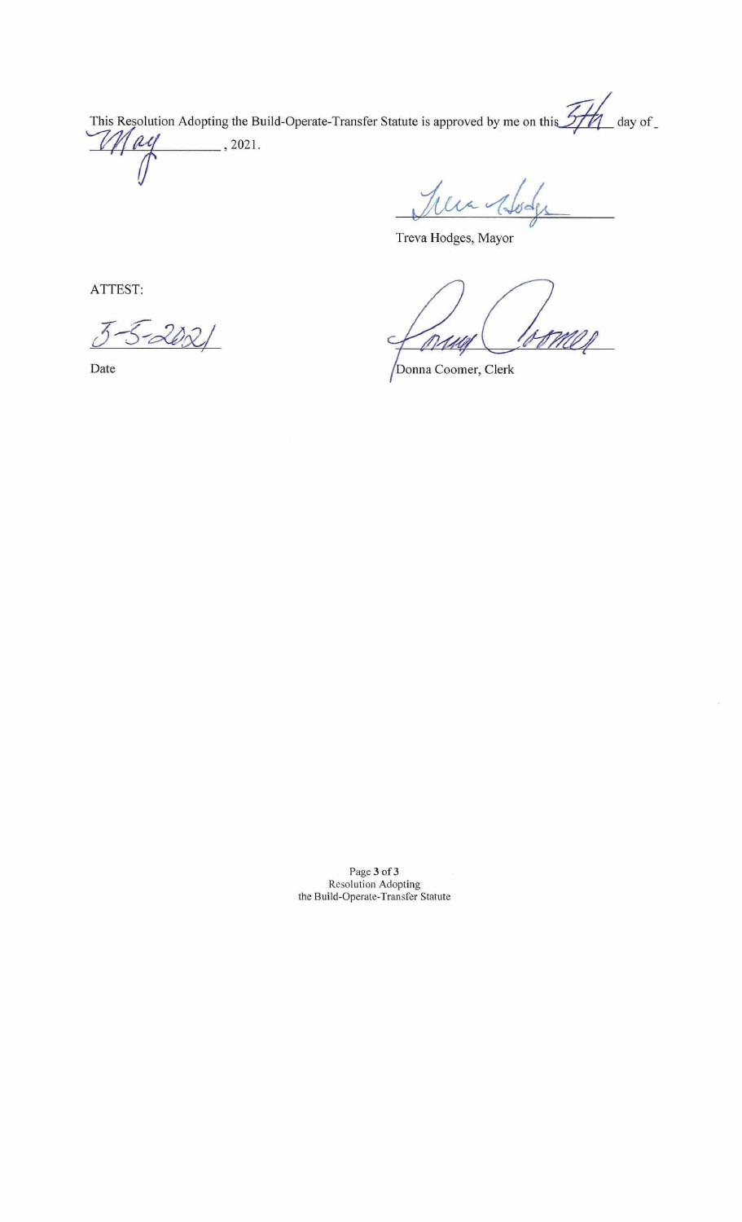This Resolution Adopting the Build-Operate-Transfer Statute is approved by me on this 5th day of May, 2021.

Treva Hodges, Mayor

ATTEST:

5-5-2021

Date

Donna Coomer, Clerk